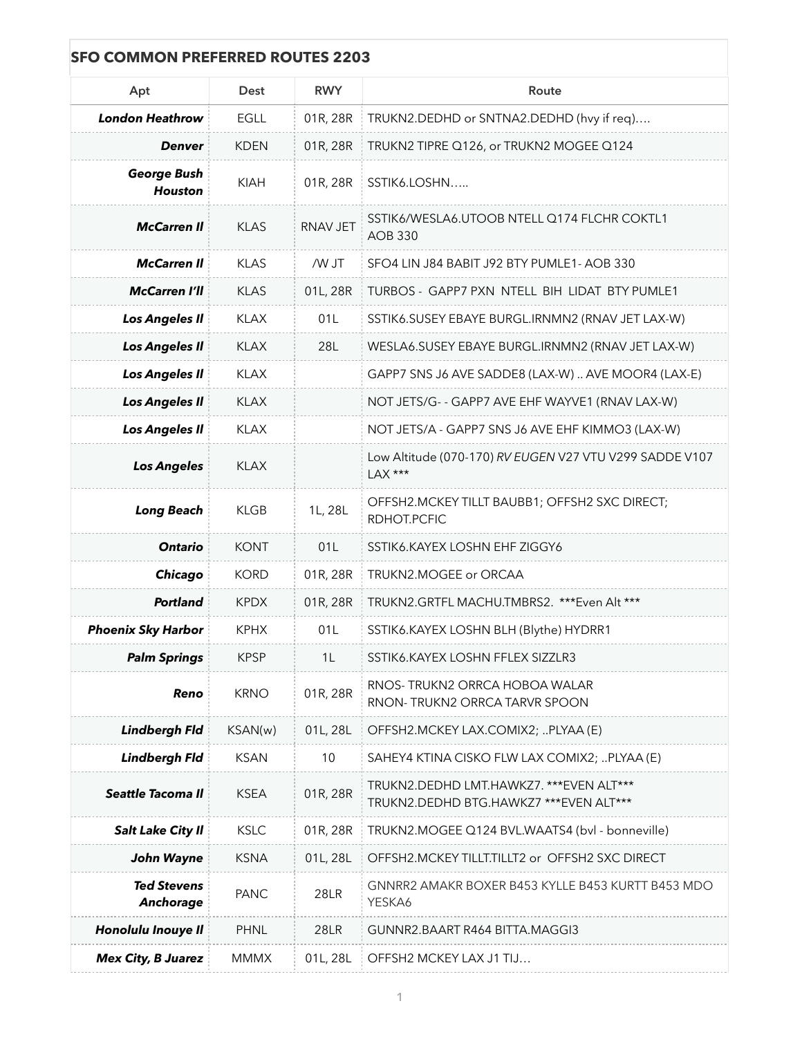## SFO COMMON PREFERRED ROUTES 2203

| Apt | Dest | RWY | Route |
|---|---|---|---|
| ***London Heathrow*** | EGLL | 01R, 28R | TRUKN2.DEDHD or SNTNA2.DEDHD (hvy if req)…. |
| ***Denver*** | KDEN | 01R, 28R | TRUKN2 TIPRE Q126, or TRUKN2 MOGEE Q124 |
| ***George Bush Houston*** | KIAH | 01R, 28R | SSTIK6.LOSHN….. |
| ***McCarren II*** | KLAS | RNAV JET | SSTIK6/WESLA6.UTOOB NTELL Q174 FLCHR COKTL1 AOB 330 |
| ***McCarren II*** | KLAS | /W JT | SFO4 LIN J84 BABIT J92 BTY PUMLE1- AOB 330 |
| ***McCarren I'll*** | KLAS | 01L, 28R | TURBOS - GAPP7 PXN NTELL BIH LIDAT BTY PUMLE1 |
| ***Los Angeles II*** | KLAX | 01L | SSTIK6.SUSEY EBAYE BURGL.IRNMN2 (RNAV JET LAX-W) |
| ***Los Angeles II*** | KLAX | 28L | WESLA6.SUSEY EBAYE BURGL.IRNMN2 (RNAV JET LAX-W) |
| ***Los Angeles II*** | KLAX | | GAPP7 SNS J6 AVE SADDE8 (LAX-W) .. AVE MOOR4 (LAX-E) |
| ***Los Angeles II*** | KLAX | | NOT JETS/G- - GAPP7 AVE EHF WAYVE1 (RNAV LAX-W) |
| ***Los Angeles II*** | KLAX | | NOT JETS/A - GAPP7 SNS J6 AVE EHF KIMMO3 (LAX-W) |
| ***Los Angeles*** | KLAX | | Low Altitude (070-170) *RV EUGEN* V27 VTU V299 SADDE V107 LAX *** |
| ***Long Beach*** | KLGB | 1L, 28L | OFFSH2.MCKEY TILLT BAUBB1; OFFSH2 SXC DIRECT; RDHOT.PCFIC |
| ***Ontario*** | KONT | 01L | SSTIK6.KAYEX LOSHN EHF ZIGGY6 |
| ***Chicago*** | KORD | 01R, 28R | TRUKN2.MOGEE or ORCAA |
| ***Portland*** | KPDX | 01R, 28R | TRUKN2.GRTFL MACHU.TMBRS2. ***Even Alt *** |
| ***Phoenix Sky Harbor*** | KPHX | 01L | SSTIK6.KAYEX LOSHN BLH (Blythe) HYDRR1 |
| ***Palm Springs*** | KPSP | 1L | SSTIK6.KAYEX LOSHN FFLEX SIZZLR3 |
| ***Reno*** | KRNO | 01R, 28R | RNOS- TRUKN2 ORRCA HOBOA WALAR<br>RNON- TRUKN2 ORRCA TARVR SPOON |
| ***Lindbergh Fld*** | KSAN(w) | 01L, 28L | OFFSH2.MCKEY LAX.COMIX2; ..PLYAA (E) |
| ***Lindbergh Fld*** | KSAN | 10 | SAHEY4 KTINA CISKO FLW LAX COMIX2; ..PLYAA (E) |
| ***Seattle Tacoma II*** | KSEA | 01R, 28R | TRUKN2.DEDHD LMT.HAWKZ7. ***EVEN ALT***<br>TRUKN2.DEDHD BTG.HAWKZ7 ***EVEN ALT*** |
| ***Salt Lake City II*** | KSLC | 01R, 28R | TRUKN2.MOGEE Q124 BVL.WAATS4 (bvl - bonneville) |
| ***John Wayne*** | KSNA | 01L, 28L | OFFSH2.MCKEY TILLT.TILLT2 or OFFSH2 SXC DIRECT |
| ***Ted Stevens Anchorage*** | PANC | 28LR | GNNRR2 AMAKR BOXER B453 KYLLE B453 KURTT B453 MDO YESKA6 |
| ***Honolulu Inouye II*** | PHNL | 28LR | GUNNR2.BAART R464 BITTA.MAGGI3 |
| ***Mex City, B Juarez*** | MMMX | 01L, 28L | OFFSH2 MCKEY LAX J1 TIJ… |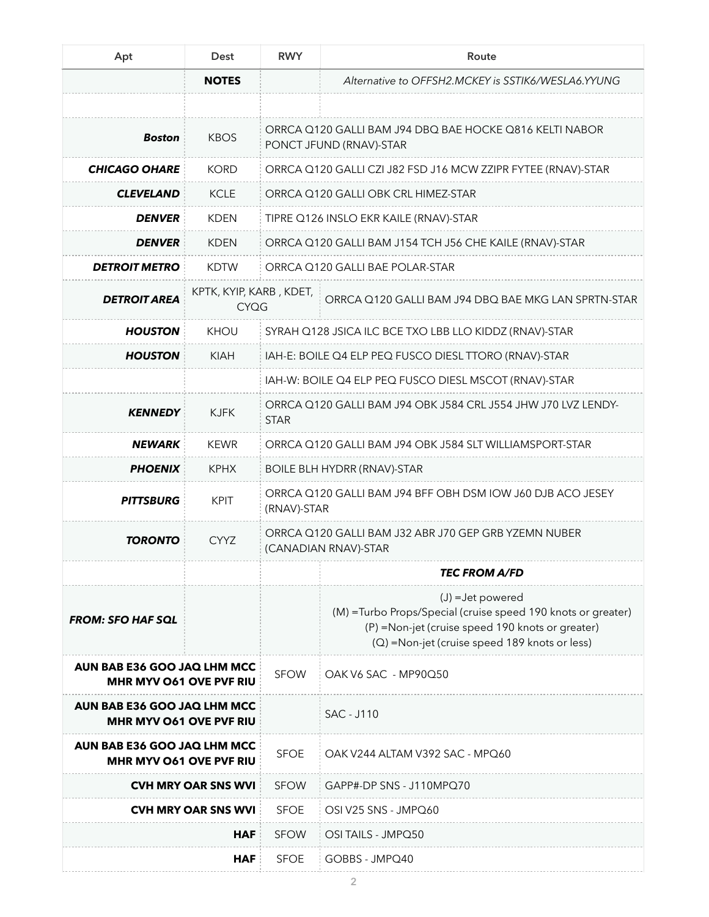| Apt | Dest | RWY | Route |
|---|---|---|---|
| | **NOTES** | | *Alternative to OFFSH2.MCKEY is SSTIK6/WESLA6.YYUNG* |
| | | | |
| ***Boston*** | KBOS | ORRCA Q120 GALLI BAM J94 DBQ BAE HOCKE Q816 KELTI NABOR PONCT JFUND (RNAV)-STAR | |
| ***CHICAGO OHARE*** | KORD | ORRCA Q120 GALLI CZI J82 FSD J16 MCW ZZIPR FYTEE (RNAV)-STAR | |
| ***CLEVELAND*** | KCLE | ORRCA Q120 GALLI OBK CRL HIMEZ-STAR | |
| ***DENVER*** | KDEN | TIPRE Q126 INSLO EKR KAILE (RNAV)-STAR | |
| ***DENVER*** | KDEN | ORRCA Q120 GALLI BAM J154 TCH J56 CHE KAILE (RNAV)-STAR | |
| ***DETROIT METRO*** | KDTW | ORRCA Q120 GALLI BAE POLAR-STAR | |
| ***DETROIT AREA*** | KPTK, KYIP, KARB , KDET, CYQG | | ORRCA Q120 GALLI BAM J94 DBQ BAE MKG LAN SPRTN-STAR |
| ***HOUSTON*** | KHOU | SYRAH Q128 JSICA ILC BCE TXO LBB LLO KIDDZ (RNAV)-STAR | |
| ***HOUSTON*** | KIAH | IAH-E: BOILE Q4 ELP PEQ FUSCO DIESL TTORO (RNAV)-STAR | |
| | | IAH-W: BOILE Q4 ELP PEQ FUSCO DIESL MSCOT (RNAV)-STAR | |
| ***KENNEDY*** | KJFK | ORRCA Q120 GALLI BAM J94 OBK J584 CRL J554 JHW J70 LVZ LENDY-STAR | |
| ***NEWARK*** | KEWR | ORRCA Q120 GALLI BAM J94 OBK J584 SLT WILLIAMSPORT-STAR | |
| ***PHOENIX*** | KPHX | BOILE BLH HYDRR (RNAV)-STAR | |
| ***PITTSBURG*** | KPIT | ORRCA Q120 GALLI BAM J94 BFF OBH DSM IOW J60 DJB ACO JESEY (RNAV)-STAR | |
| ***TORONTO*** | CYYZ | ORRCA Q120 GALLI BAM J32 ABR J70 GEP GRB YZEMN NUBER (CANADIAN RNAV)-STAR | |
| | | | ***TEC FROM A/FD*** |
| ***FROM: SFO HAF SQL*** | | | (J) =Jet powered<br>(M) =Turbo Props/Special (cruise speed 190 knots or greater)<br>(P) =Non-jet (cruise speed 190 knots or greater)<br>(Q) =Non-jet (cruise speed 189 knots or less) |
| **AUN BAB E36 GOO JAQ LHM MCC MHR MYV O61 OVE PVF RIU** | | SFOW | OAK V6 SAC - MP90Q50 |
| **AUN BAB E36 GOO JAQ LHM MCC MHR MYV O61 OVE PVF RIU** | | | SAC - J110 |
| **AUN BAB E36 GOO JAQ LHM MCC MHR MYV O61 OVE PVF RIU** | | SFOE | OAK V244 ALTAM V392 SAC - MPQ60 |
| **CVH MRY OAR SNS WVI** | | SFOW | GAPP#-DP SNS - J110MPQ70 |
| **CVH MRY OAR SNS WVI** | | SFOE | OSI V25 SNS - JMPQ60 |
| **HAF** | | SFOW | OSI TAILS - JMPQ50 |
| **HAF** | | SFOE | GOBBS - JMPQ40 |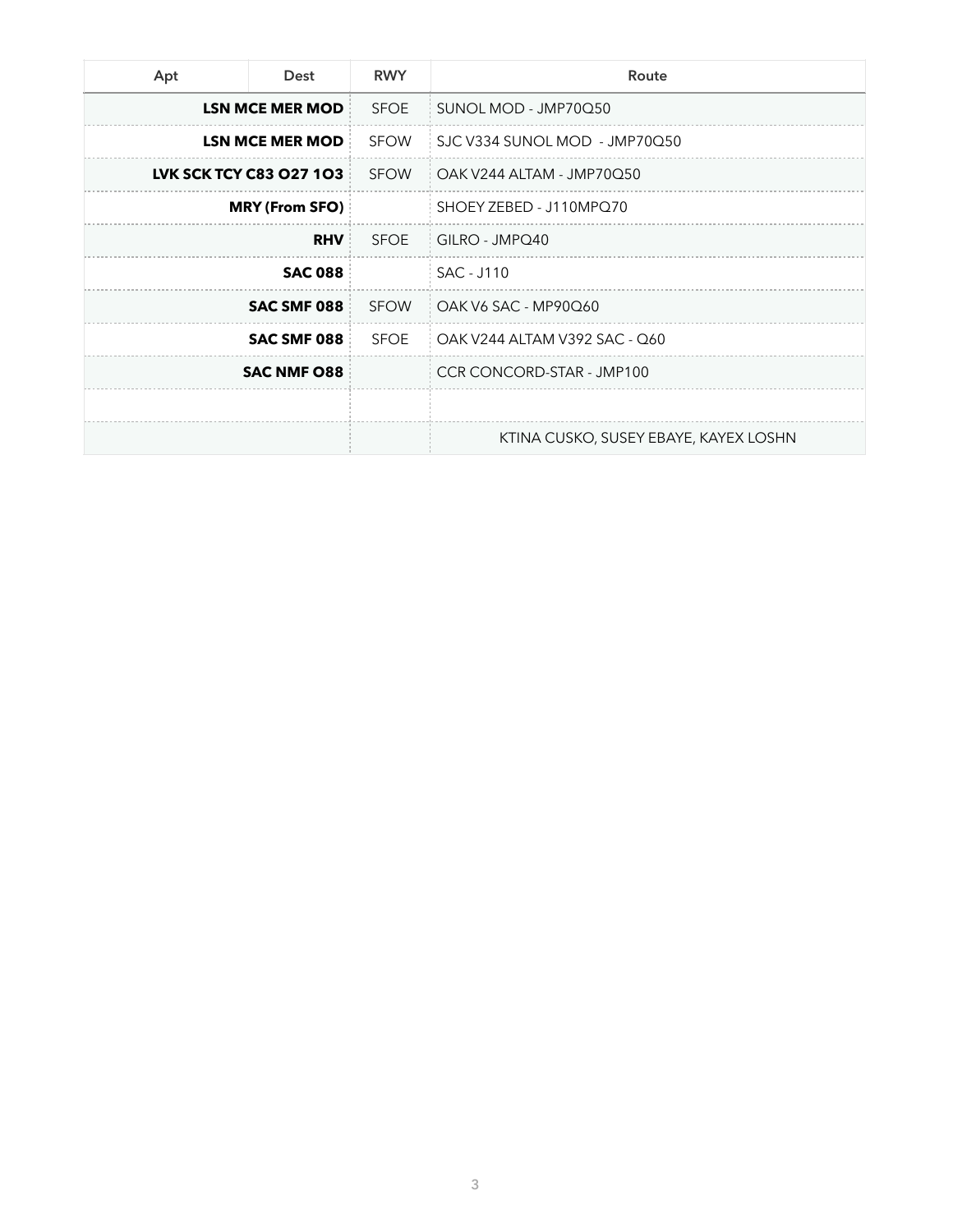| Apt | Dest | RWY | Route |
|---|---|---|---|
| | **LSN MCE MER MOD** | SFOE | SUNOL MOD - JMP70Q50 |
| | **LSN MCE MER MOD** | SFOW | SJC V334 SUNOL MOD - JMP70Q50 |
| | **LVK SCK TCY C83 O27 1O3** | SFOW | OAK V244 ALTAM - JMP70Q50 |
| | **MRY (From SFO)** | | SHOEY ZEBED - J110MPQ70 |
| | **RHV** | SFOE | GILRO - JMPQ40 |
| | **SAC 088** | | SAC - J110 |
| | **SAC SMF 088** | SFOW | OAK V6 SAC - MP90Q60 |
| | **SAC SMF 088** | SFOE | OAK V244 ALTAM V392 SAC - Q60 |
| | **SAC NMF O88** | | CCR CONCORD-STAR - JMP100 |
| | | | |
| | | | KTINA CUSKO, SUSEY EBAYE, KAYEX LOSHN |